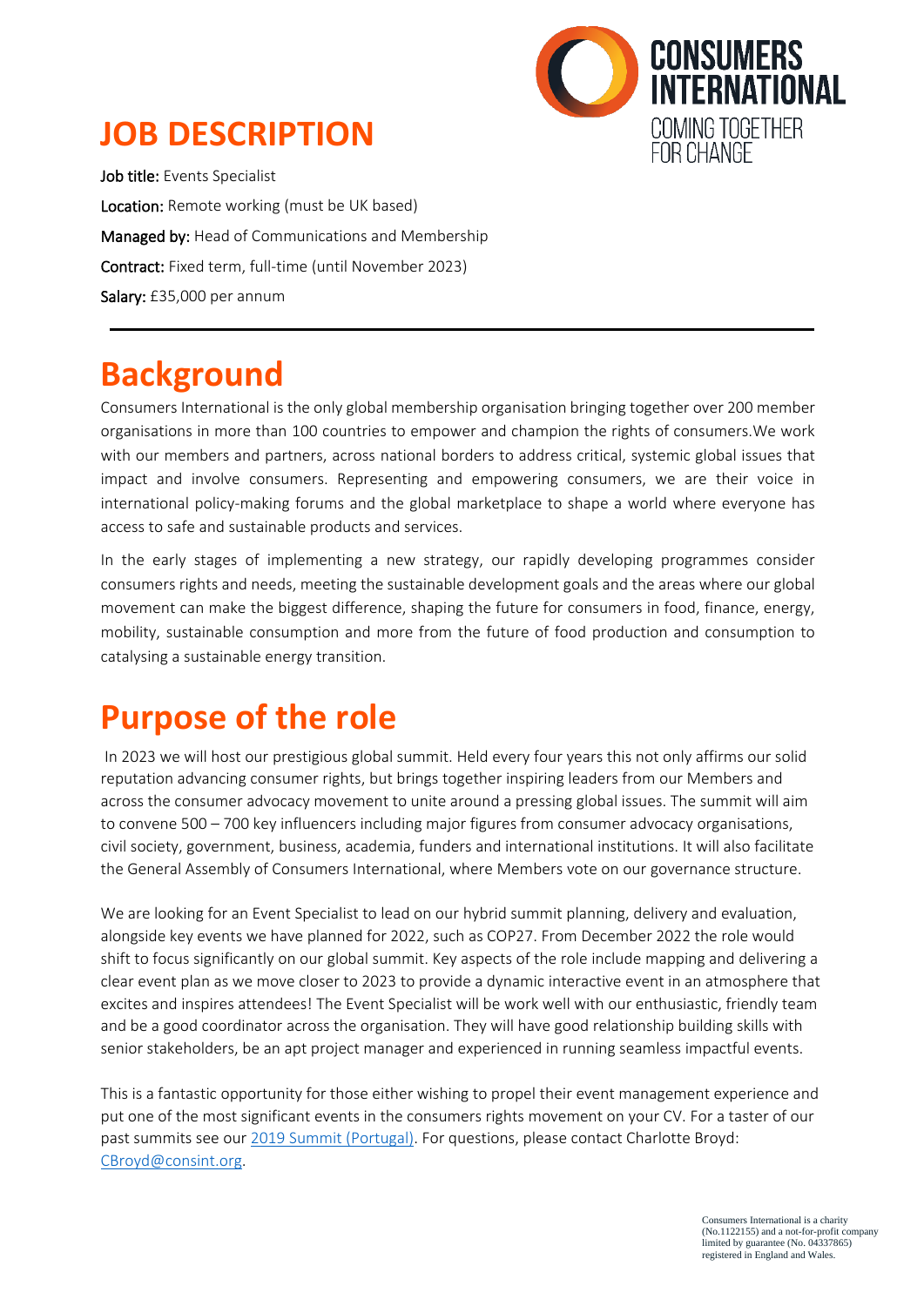# JOB DESCRIPTION

CONSUMERS INTERNATIONAL
COMING TOGETHER FOR CHANGE

**Job title:** Events Specialist

**Location:** Remote working (must be UK based)

**Managed by:** Head of Communications and Membership

**Contract:** Fixed term, full-time (until November 2023)

**Salary:** £35,000 per annum

---

## Background

Consumers International is the only global membership organisation bringing together over 200 member organisations in more than 100 countries to empower and champion the rights of consumers.We work with our members and partners, across national borders to address critical, systemic global issues that impact and involve consumers. Representing and empowering consumers, we are their voice in international policy-making forums and the global marketplace to shape a world where everyone has access to safe and sustainable products and services.

In the early stages of implementing a new strategy, our rapidly developing programmes consider consumers rights and needs, meeting the sustainable development goals and the areas where our global movement can make the biggest difference, shaping the future for consumers in food, finance, energy, mobility, sustainable consumption and more from the future of food production and consumption to catalysing a sustainable energy transition.

## Purpose of the role

In 2023 we will host our prestigious global summit. Held every four years this not only affirms our solid reputation advancing consumer rights, but brings together inspiring leaders from our Members and across the consumer advocacy movement to unite around a pressing global issues. The summit will aim to convene 500 – 700 key influencers including major figures from consumer advocacy organisations, civil society, government, business, academia, funders and international institutions. It will also facilitate the General Assembly of Consumers International, where Members vote on our governance structure.

We are looking for an Event Specialist to lead on our hybrid summit planning, delivery and evaluation, alongside key events we have planned for 2022, such as COP27. From December 2022 the role would shift to focus significantly on our global summit. Key aspects of the role include mapping and delivering a clear event plan as we move closer to 2023 to provide a dynamic interactive event in an atmosphere that excites and inspires attendees! The Event Specialist will be work well with our enthusiastic, friendly team and be a good coordinator across the organisation. They will have good relationship building skills with senior stakeholders, be an apt project manager and experienced in running seamless impactful events.

This is a fantastic opportunity for those either wishing to propel their event management experience and put one of the most significant events in the consumers rights movement on your CV. For a taster of our past summits see our [2019 Summit (Portugal)](). For questions, please contact Charlotte Broyd: [CBroyd@consint.org]().

Consumers International is a charity (No.1122155) and a not-for-profit company limited by guarantee (No. 04337865) registered in England and Wales.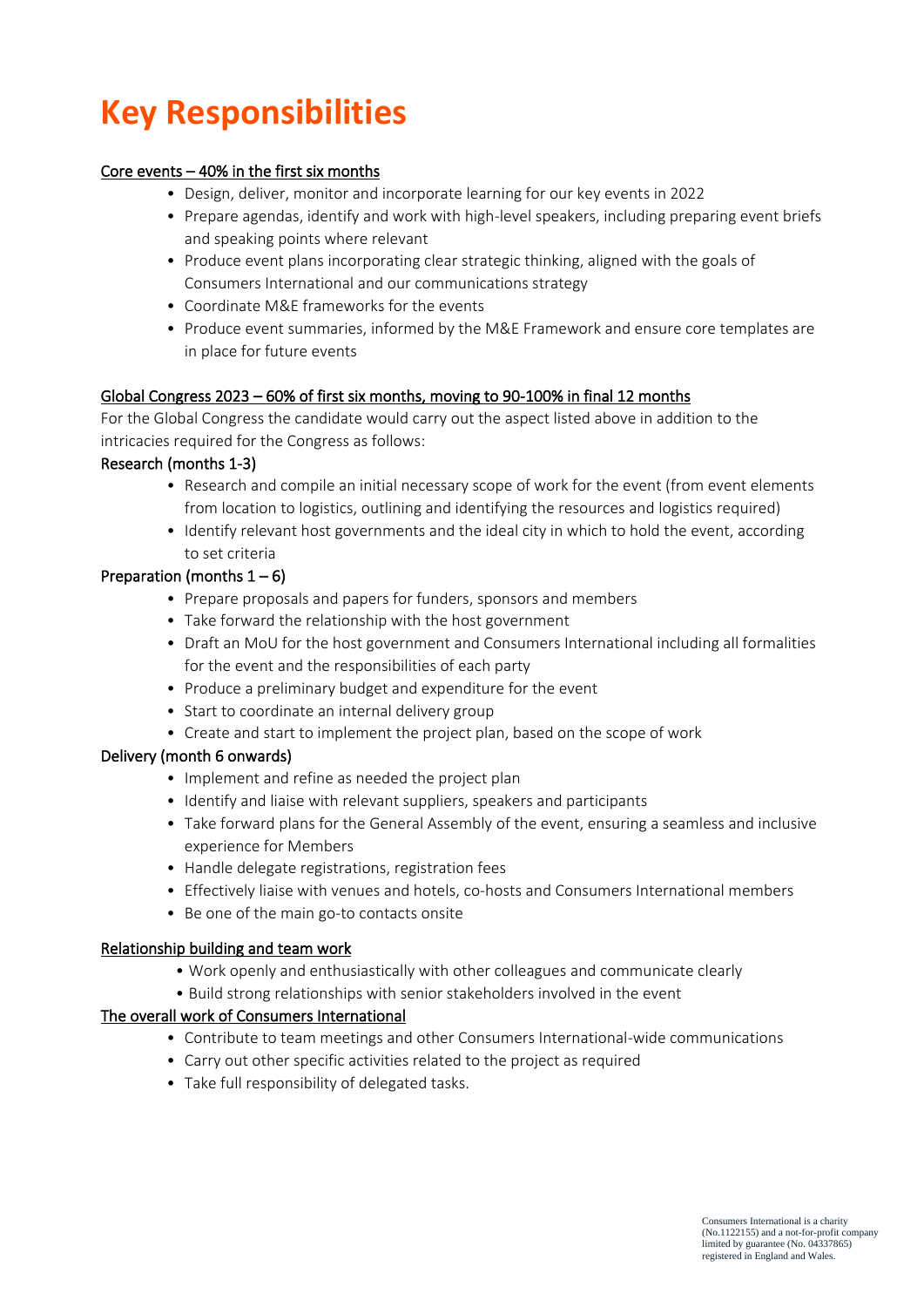# Key Responsibilities

<u>Core events – 40% in the first six months</u>

- Design, deliver, monitor and incorporate learning for our key events in 2022
- Prepare agendas, identify and work with high-level speakers, including preparing event briefs and speaking points where relevant
- Produce event plans incorporating clear strategic thinking, aligned with the goals of Consumers International and our communications strategy
- Coordinate M&E frameworks for the events
- Produce event summaries, informed by the M&E Framework and ensure core templates are in place for future events

<u>Global Congress 2023 – 60% of first six months, moving to 90-100% in final 12 months</u>

For the Global Congress the candidate would carry out the aspect listed above in addition to the intricacies required for the Congress as follows:

Research (months 1-3)

- Research and compile an initial necessary scope of work for the event (from event elements from location to logistics, outlining and identifying the resources and logistics required)
- Identify relevant host governments and the ideal city in which to hold the event, according to set criteria

Preparation (months 1 – 6)

- Prepare proposals and papers for funders, sponsors and members
- Take forward the relationship with the host government
- Draft an MoU for the host government and Consumers International including all formalities for the event and the responsibilities of each party
- Produce a preliminary budget and expenditure for the event
- Start to coordinate an internal delivery group
- Create and start to implement the project plan, based on the scope of work

Delivery (month 6 onwards)

- Implement and refine as needed the project plan
- Identify and liaise with relevant suppliers, speakers and participants
- Take forward plans for the General Assembly of the event, ensuring a seamless and inclusive experience for Members
- Handle delegate registrations, registration fees
- Effectively liaise with venues and hotels, co-hosts and Consumers International members
- Be one of the main go-to contacts onsite

<u>Relationship building and team work</u>

- Work openly and enthusiastically with other colleagues and communicate clearly
- Build strong relationships with senior stakeholders involved in the event

<u>The overall work of Consumers International</u>

- Contribute to team meetings and other Consumers International-wide communications
- Carry out other specific activities related to the project as required
- Take full responsibility of delegated tasks.

Consumers International is a charity (No.1122155) and a not-for-profit company limited by guarantee (No. 04337865) registered in England and Wales.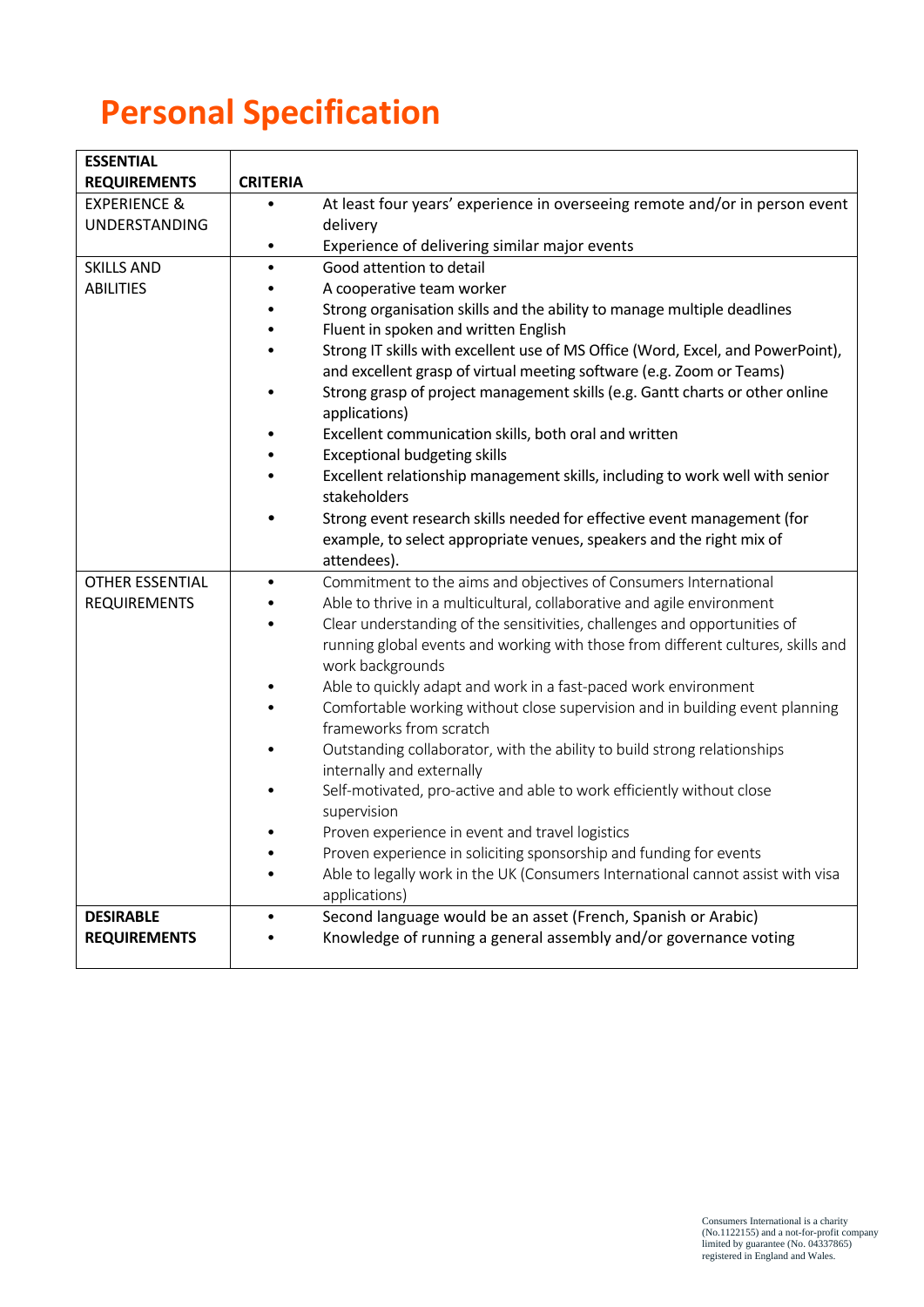# Personal Specification

| ESSENTIAL REQUIREMENTS | CRITERIA |
|---|---|
| EXPERIENCE & UNDERSTANDING | • At least four years' experience in overseeing remote and/or in person event delivery<br>• Experience of delivering similar major events |
| SKILLS AND ABILITIES | • Good attention to detail<br>• A cooperative team worker<br>• Strong organisation skills and the ability to manage multiple deadlines<br>• Fluent in spoken and written English<br>• Strong IT skills with excellent use of MS Office (Word, Excel, and PowerPoint), and excellent grasp of virtual meeting software (e.g. Zoom or Teams)<br>• Strong grasp of project management skills (e.g. Gantt charts or other online applications)<br>• Excellent communication skills, both oral and written<br>• Exceptional budgeting skills<br>• Excellent relationship management skills, including to work well with senior stakeholders<br>• Strong event research skills needed for effective event management (for example, to select appropriate venues, speakers and the right mix of attendees). |
| OTHER ESSENTIAL REQUIREMENTS | • Commitment to the aims and objectives of Consumers International<br>• Able to thrive in a multicultural, collaborative and agile environment<br>• Clear understanding of the sensitivities, challenges and opportunities of running global events and working with those from different cultures, skills and work backgrounds<br>• Able to quickly adapt and work in a fast-paced work environment<br>• Comfortable working without close supervision and in building event planning frameworks from scratch<br>• Outstanding collaborator, with the ability to build strong relationships internally and externally<br>• Self-motivated, pro-active and able to work efficiently without close supervision<br>• Proven experience in event and travel logistics<br>• Proven experience in soliciting sponsorship and funding for events<br>• Able to legally work in the UK (Consumers International cannot assist with visa applications) |
| **DESIRABLE REQUIREMENTS** | • Second language would be an asset (French, Spanish or Arabic)<br>• Knowledge of running a general assembly and/or governance voting |

Consumers International is a charity (No.1122155) and a not-for-profit company limited by guarantee (No. 04337865) registered in England and Wales.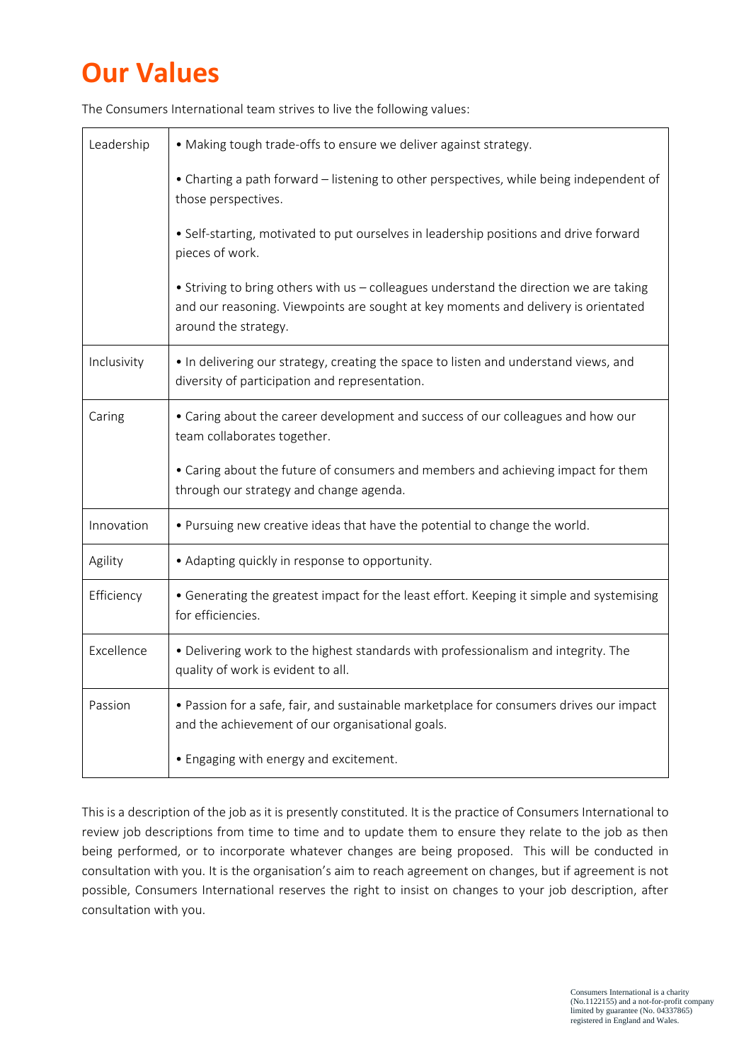# Our Values

The Consumers International team strives to live the following values:

| | |
|---|---|
| Leadership | • Making tough trade-offs to ensure we deliver against strategy.<br><br>• Charting a path forward – listening to other perspectives, while being independent of those perspectives.<br><br>• Self-starting, motivated to put ourselves in leadership positions and drive forward pieces of work.<br><br>• Striving to bring others with us – colleagues understand the direction we are taking and our reasoning. Viewpoints are sought at key moments and delivery is orientated around the strategy. |
| Inclusivity | • In delivering our strategy, creating the space to listen and understand views, and diversity of participation and representation. |
| Caring | • Caring about the career development and success of our colleagues and how our team collaborates together.<br><br>• Caring about the future of consumers and members and achieving impact for them through our strategy and change agenda. |
| Innovation | • Pursuing new creative ideas that have the potential to change the world. |
| Agility | • Adapting quickly in response to opportunity. |
| Efficiency | • Generating the greatest impact for the least effort. Keeping it simple and systemising for efficiencies. |
| Excellence | • Delivering work to the highest standards with professionalism and integrity. The quality of work is evident to all. |
| Passion | • Passion for a safe, fair, and sustainable marketplace for consumers drives our impact and the achievement of our organisational goals.<br><br>• Engaging with energy and excitement. |

This is a description of the job as it is presently constituted. It is the practice of Consumers International to review job descriptions from time to time and to update them to ensure they relate to the job as then being performed, or to incorporate whatever changes are being proposed. This will be conducted in consultation with you. It is the organisation's aim to reach agreement on changes, but if agreement is not possible, Consumers International reserves the right to insist on changes to your job description, after consultation with you.

Consumers International is a charity (No.1122155) and a not-for-profit company limited by guarantee (No. 04337865) registered in England and Wales.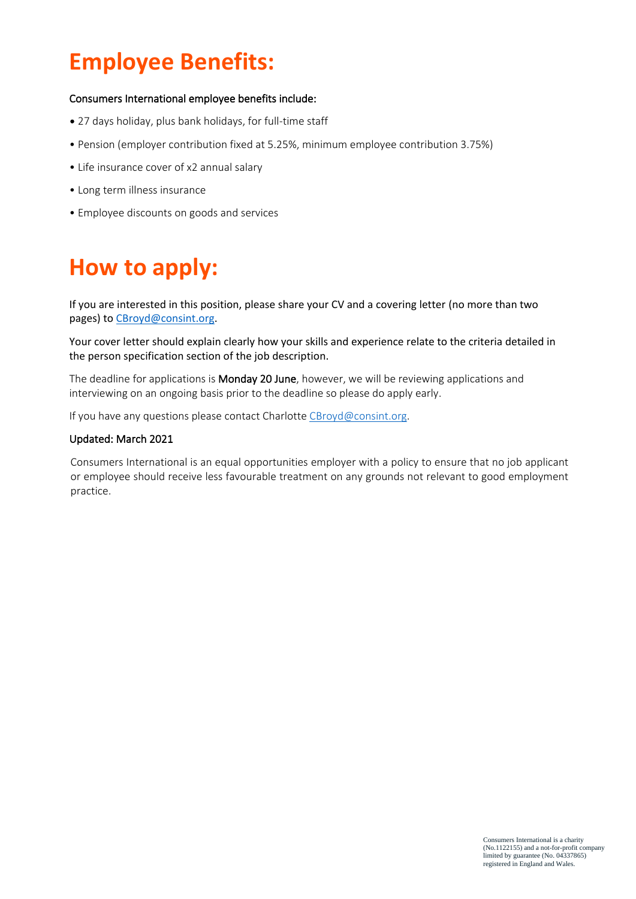# Employee Benefits:

Consumers International employee benefits include:

- 27 days holiday, plus bank holidays, for full-time staff
- Pension (employer contribution fixed at 5.25%, minimum employee contribution 3.75%)
- Life insurance cover of x2 annual salary
- Long term illness insurance
- Employee discounts on goods and services

# How to apply:

If you are interested in this position, please share your CV and a covering letter (no more than two pages) to CBroyd@consint.org.

Your cover letter should explain clearly how your skills and experience relate to the criteria detailed in the person specification section of the job description.

The deadline for applications is **Monday 20 June**, however, we will be reviewing applications and interviewing on an ongoing basis prior to the deadline so please do apply early.

If you have any questions please contact Charlotte CBroyd@consint.org.

Updated: March 2021

Consumers International is an equal opportunities employer with a policy to ensure that no job applicant or employee should receive less favourable treatment on any grounds not relevant to good employment practice.

Consumers International is a charity (No.1122155) and a not-for-profit company limited by guarantee (No. 04337865) registered in England and Wales.